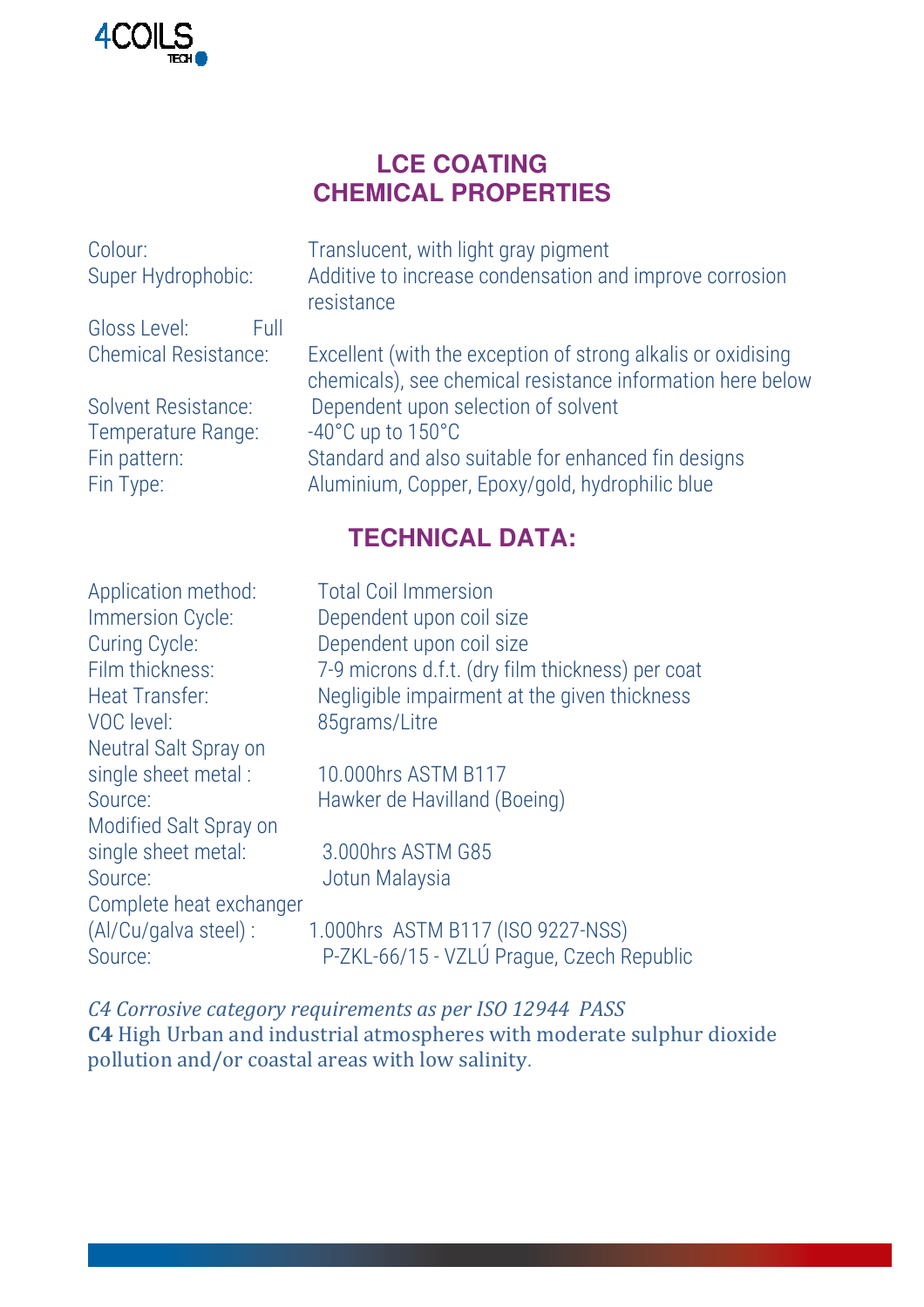# LCE COATING
# CHEMICAL PROPERTIES

| | |
|---|---|
| Colour: | Translucent, with light gray pigment |
| Super Hydrophobic: | Additive to increase condensation and improve corrosion resistance |
| Gloss Level: Full | |
| Chemical Resistance: | Excellent (with the exception of strong alkalis or oxidising chemicals), see chemical resistance information here below |
| Solvent Resistance: | Dependent upon selection of solvent |
| Temperature Range: | -40°C up to 150°C |
| Fin pattern: | Standard and also suitable for enhanced fin designs |
| Fin Type: | Aluminium, Copper, Epoxy/gold, hydrophilic blue |

## TECHNICAL DATA:

| | |
|---|---|
| Application method: | Total Coil Immersion |
| Immersion Cycle: | Dependent upon coil size |
| Curing Cycle: | Dependent upon coil size |
| Film thickness: | 7-9 microns d.f.t. (dry film thickness) per coat |
| Heat Transfer: | Negligible impairment at the given thickness |
| VOC level: | 85grams/Litre |
| Neutral Salt Spray on single sheet metal : | 10.000hrs ASTM B117 |
| Source: | Hawker de Havilland (Boeing) |
| Modified Salt Spray on single sheet metal: | 3.000hrs ASTM G85 |
| Source: | Jotun Malaysia |
| Complete heat exchanger (Al/Cu/galva steel) : | 1.000hrs ASTM B117 (ISO 9227-NSS) |
| Source: | P-ZKL-66/15 - VZLÚ Prague, Czech Republic |

*C4 Corrosive category requirements as per ISO 12944 PASS*

**C4** High Urban and industrial atmospheres with moderate sulphur dioxide pollution and/or coastal areas with low salinity.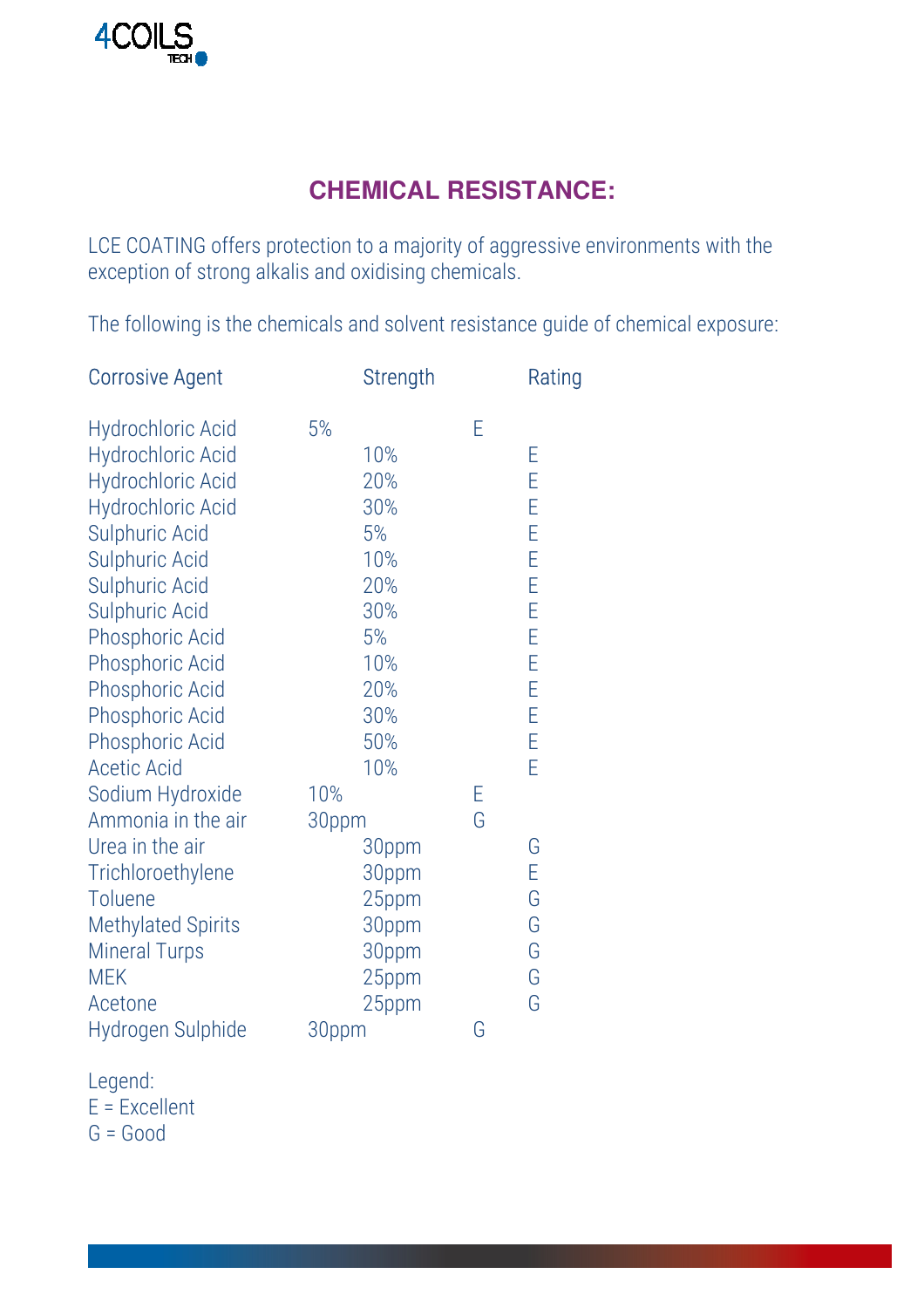## CHEMICAL RESISTANCE:

LCE COATING offers protection to a majority of aggressive environments with the exception of strong alkalis and oxidising chemicals.

The following is the chemicals and solvent resistance guide of chemical exposure:

| Corrosive Agent | Strength | Rating |
| --- | --- | --- |
| Hydrochloric Acid | 5% | E |
| Hydrochloric Acid | 10% | E |
| Hydrochloric Acid | 20% | E |
| Hydrochloric Acid | 30% | E |
| Sulphuric Acid | 5% | E |
| Sulphuric Acid | 10% | E |
| Sulphuric Acid | 20% | E |
| Sulphuric Acid | 30% | E |
| Phosphoric Acid | 5% | E |
| Phosphoric Acid | 10% | E |
| Phosphoric Acid | 20% | E |
| Phosphoric Acid | 30% | E |
| Phosphoric Acid | 50% | E |
| Acetic Acid | 10% | E |
| Sodium Hydroxide | 10% | E |
| Ammonia in the air | 30ppm | G |
| Urea in the air | 30ppm | G |
| Trichloroethylene | 30ppm | E |
| Toluene | 25ppm | G |
| Methylated Spirits | 30ppm | G |
| Mineral Turps | 30ppm | G |
| MEK | 25ppm | G |
| Acetone | 25ppm | G |
| Hydrogen Sulphide | 30ppm | G |

Legend:
E = Excellent
G = Good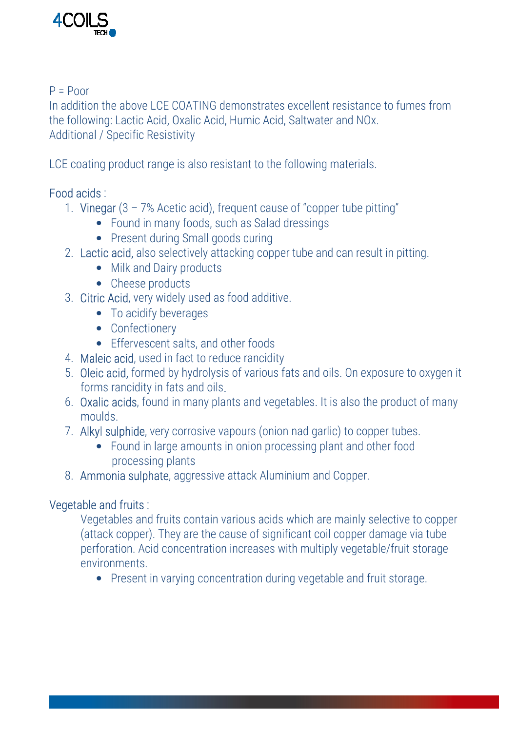P = Poor

In addition the above LCE COATING demonstrates excellent resistance to fumes from the following: Lactic Acid, Oxalic Acid, Humic Acid, Saltwater and NOx.

Additional / Specific Resistivity

LCE coating product range is also resistant to the following materials.

Food acids :

1. Vinegar (3 – 7% Acetic acid), frequent cause of "copper tube pitting"
   - Found in many foods, such as Salad dressings
   - Present during Small goods curing
2. Lactic acid, also selectively attacking copper tube and can result in pitting.
   - Milk and Dairy products
   - Cheese products
3. Citric Acid, very widely used as food additive.
   - To acidify beverages
   - Confectionery
   - Effervescent salts, and other foods
4. Maleic acid, used in fact to reduce rancidity
5. Oleic acid, formed by hydrolysis of various fats and oils. On exposure to oxygen it forms rancidity in fats and oils.
6. Oxalic acids, found in many plants and vegetables. It is also the product of many moulds.
7. Alkyl sulphide, very corrosive vapours (onion nad garlic) to copper tubes.
   - Found in large amounts in onion processing plant and other food processing plants
8. Ammonia sulphate, aggressive attack Aluminium and Copper.

Vegetable and fruits :

Vegetables and fruits contain various acids which are mainly selective to copper (attack copper). They are the cause of significant coil copper damage via tube perforation. Acid concentration increases with multiply vegetable/fruit storage environments.

- Present in varying concentration during vegetable and fruit storage.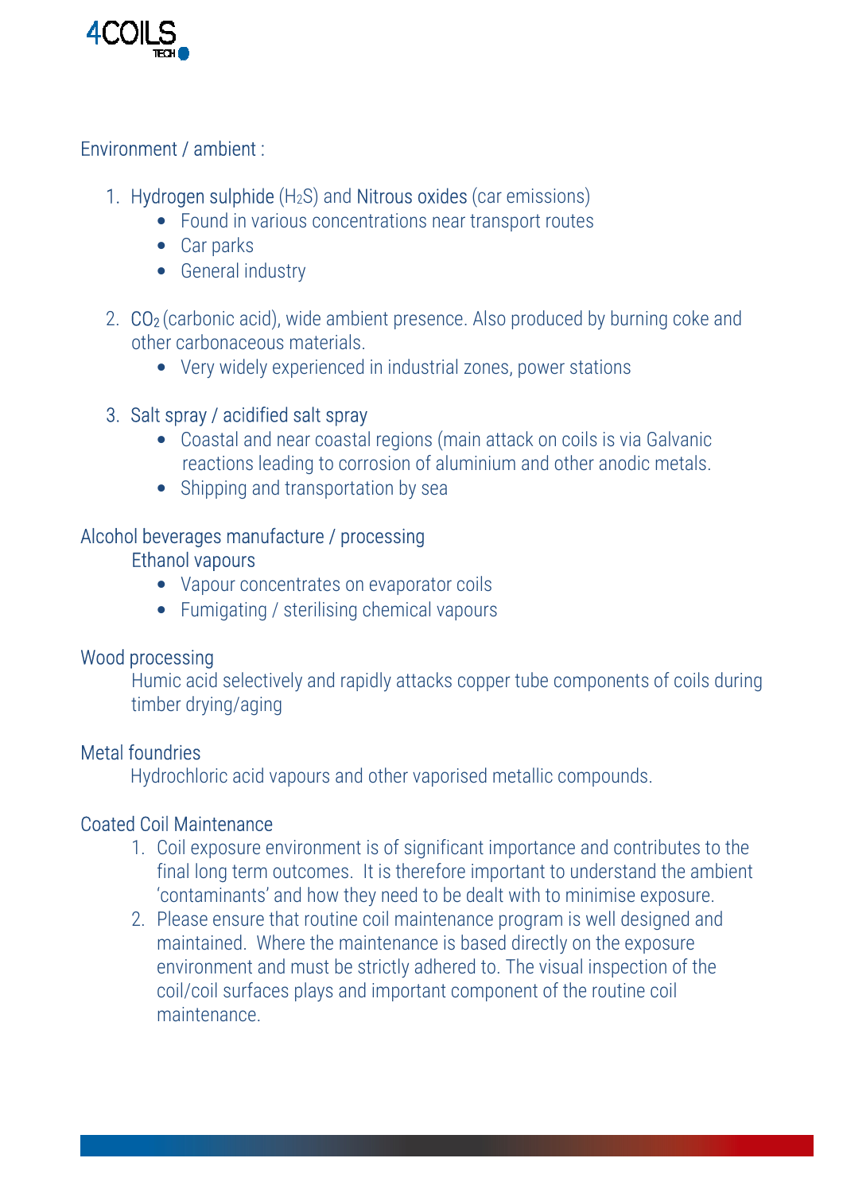## Environment / ambient :

1. Hydrogen sulphide ($H_2S$) and Nitrous oxides (car emissions)
   - Found in various concentrations near transport routes
   - Car parks
   - General industry

2. $CO_2$ (carbonic acid), wide ambient presence. Also produced by burning coke and other carbonaceous materials.
   - Very widely experienced in industrial zones, power stations

3. Salt spray / acidified salt spray
   - Coastal and near coastal regions (main attack on coils is via Galvanic reactions leading to corrosion of aluminium and other anodic metals.
   - Shipping and transportation by sea

## Alcohol beverages manufacture / processing

Ethanol vapours

- Vapour concentrates on evaporator coils
- Fumigating / sterilising chemical vapours

## Wood processing

Humic acid selectively and rapidly attacks copper tube components of coils during timber drying/aging

## Metal foundries

Hydrochloric acid vapours and other vaporised metallic compounds.

## Coated Coil Maintenance

1. Coil exposure environment is of significant importance and contributes to the final long term outcomes. It is therefore important to understand the ambient 'contaminants' and how they need to be dealt with to minimise exposure.
2. Please ensure that routine coil maintenance program is well designed and maintained. Where the maintenance is based directly on the exposure environment and must be strictly adhered to. The visual inspection of the coil/coil surfaces plays and important component of the routine coil maintenance.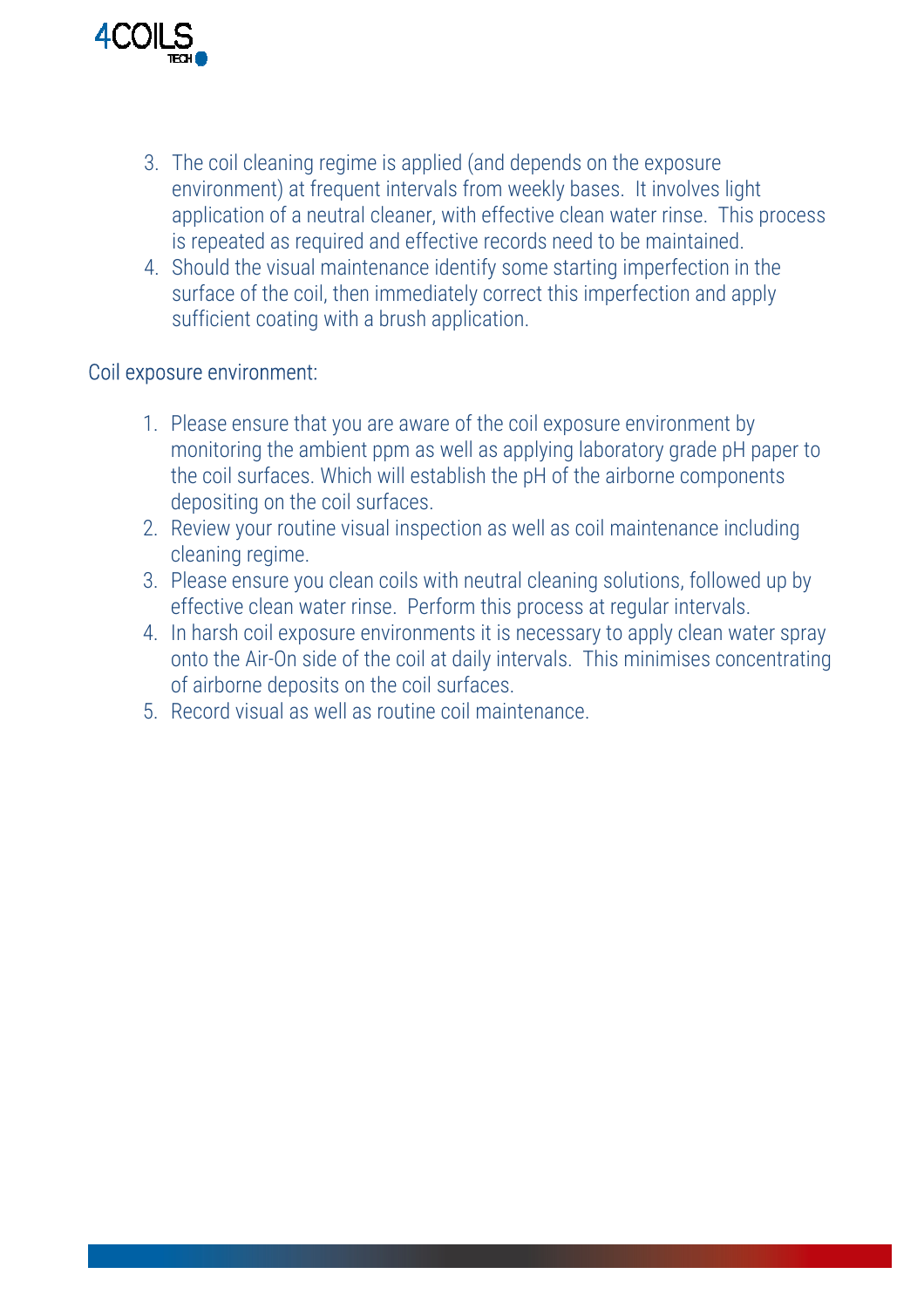3. The coil cleaning regime is applied (and depends on the exposure environment) at frequent intervals from weekly bases. It involves light application of a neutral cleaner, with effective clean water rinse. This process is repeated as required and effective records need to be maintained.
4. Should the visual maintenance identify some starting imperfection in the surface of the coil, then immediately correct this imperfection and apply sufficient coating with a brush application.

Coil exposure environment:

1. Please ensure that you are aware of the coil exposure environment by monitoring the ambient ppm as well as applying laboratory grade pH paper to the coil surfaces. Which will establish the pH of the airborne components depositing on the coil surfaces.
2. Review your routine visual inspection as well as coil maintenance including cleaning regime.
3. Please ensure you clean coils with neutral cleaning solutions, followed up by effective clean water rinse. Perform this process at regular intervals.
4. In harsh coil exposure environments it is necessary to apply clean water spray onto the Air-On side of the coil at daily intervals. This minimises concentrating of airborne deposits on the coil surfaces.
5. Record visual as well as routine coil maintenance.